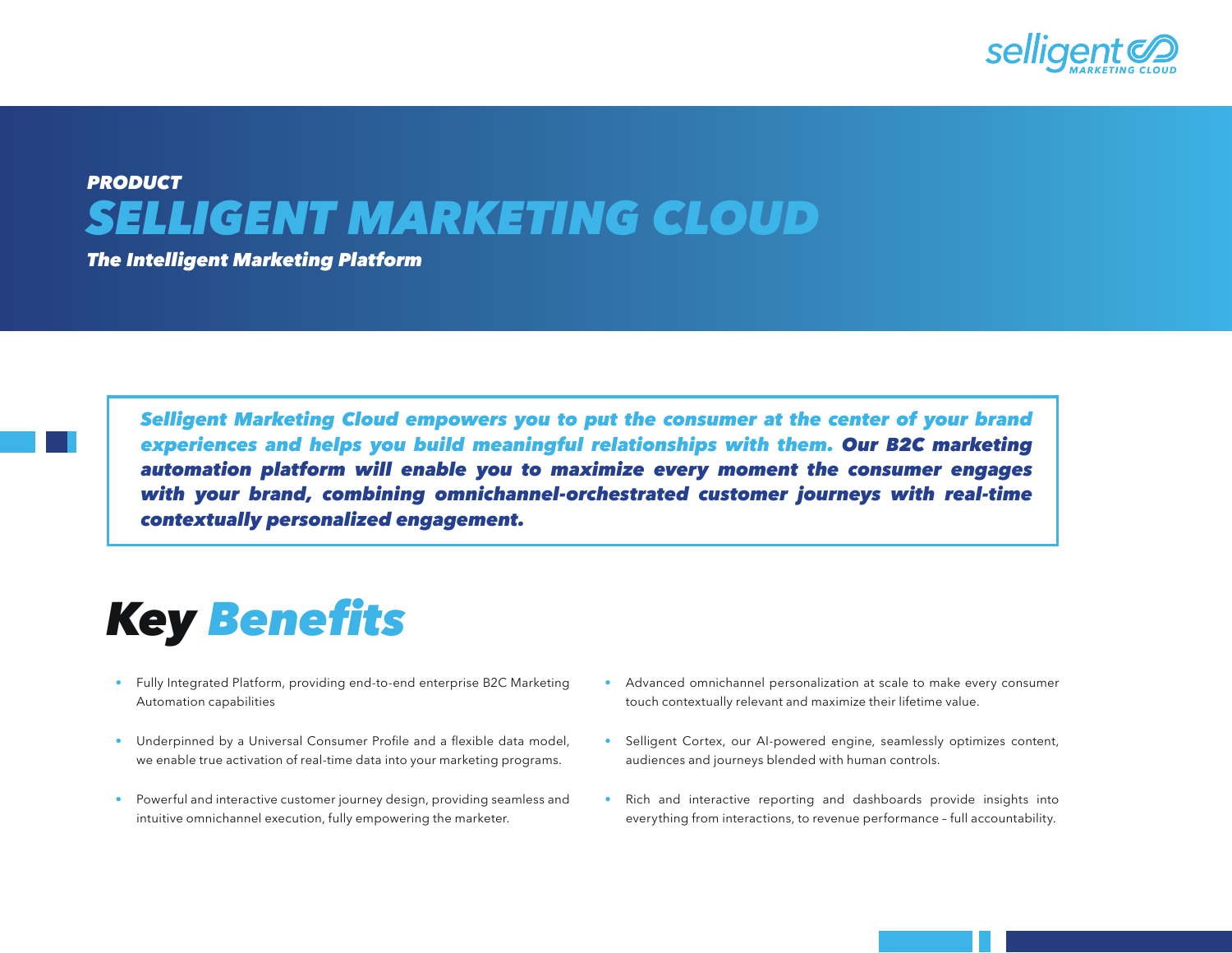*PRODUCT*

# *SELLIGENT MARKETING CLOUD*

***The Intelligent Marketing Platform***

> ***Selligent Marketing Cloud empowers you to put the consumer at the center of your brand experiences and helps you build meaningful relationships with them. Our B2C marketing automation platform will enable you to maximize every moment the consumer engages with your brand, combining omnichannel-orchestrated customer journeys with real-time contextually personalized engagement.***

## *Key Benefits*

- Fully Integrated Platform, providing end-to-end enterprise B2C Marketing Automation capabilities
- Underpinned by a Universal Consumer Profile and a flexible data model, we enable true activation of real-time data into your marketing programs.
- Powerful and interactive customer journey design, providing seamless and intuitive omnichannel execution, fully empowering the marketer.
- Advanced omnichannel personalization at scale to make every consumer touch contextually relevant and maximize their lifetime value.
- Selligent Cortex, our AI-powered engine, seamlessly optimizes content, audiences and journeys blended with human controls.
- Rich and interactive reporting and dashboards provide insights into everything from interactions, to revenue performance – full accountability.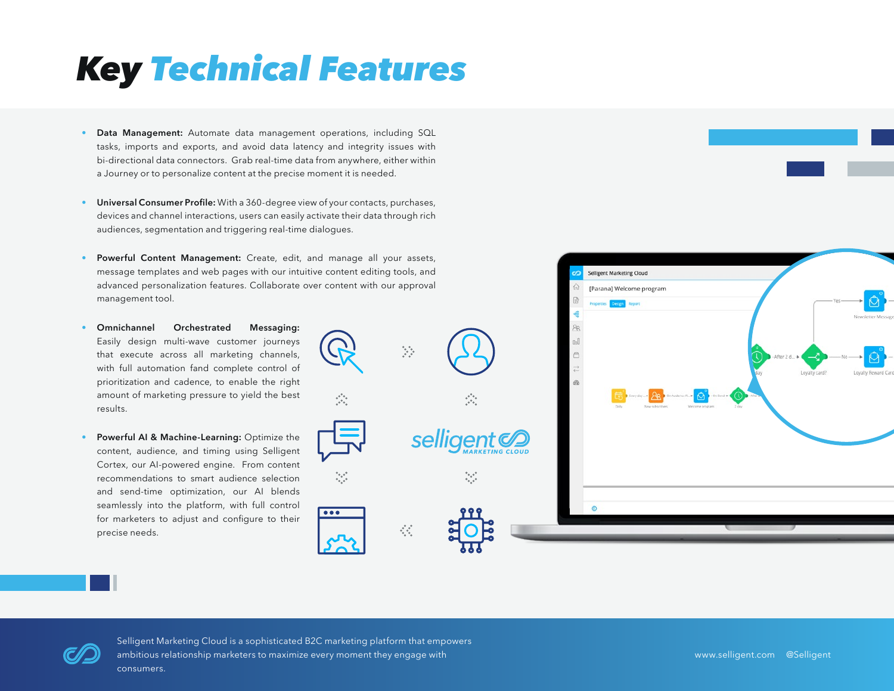# Key Technical Features

- **Data Management:** Automate data management operations, including SQL tasks, imports and exports, and avoid data latency and integrity issues with bi-directional data connectors. Grab real-time data from anywhere, either within a Journey or to personalize content at the precise moment it is needed.

- **Universal Consumer Profile:** With a 360-degree view of your contacts, purchases, devices and channel interactions, users can easily activate their data through rich audiences, segmentation and triggering real-time dialogues.

- **Powerful Content Management:** Create, edit, and manage all your assets, message templates and web pages with our intuitive content editing tools, and advanced personalization features. Collaborate over content with our approval management tool.

- **Omnichannel Orchestrated Messaging:** Easily design multi-wave customer journeys that execute across all marketing channels, with full automation fand complete control of prioritization and cadence, to enable the right amount of marketing pressure to yield the best results.

- **Powerful AI & Machine-Learning:** Optimize the content, audience, and timing using Selligent Cortex, our AI-powered engine. From content recommendations to smart audience selection and send-time optimization, our AI blends seamlessly into the platform, with full control for marketers to adjust and configure to their precise needs.

Selligent Marketing Cloud is a sophisticated B2C marketing platform that empowers ambitious relationship marketers to maximize every moment they engage with consumers.

www.selligent.com @Selligent